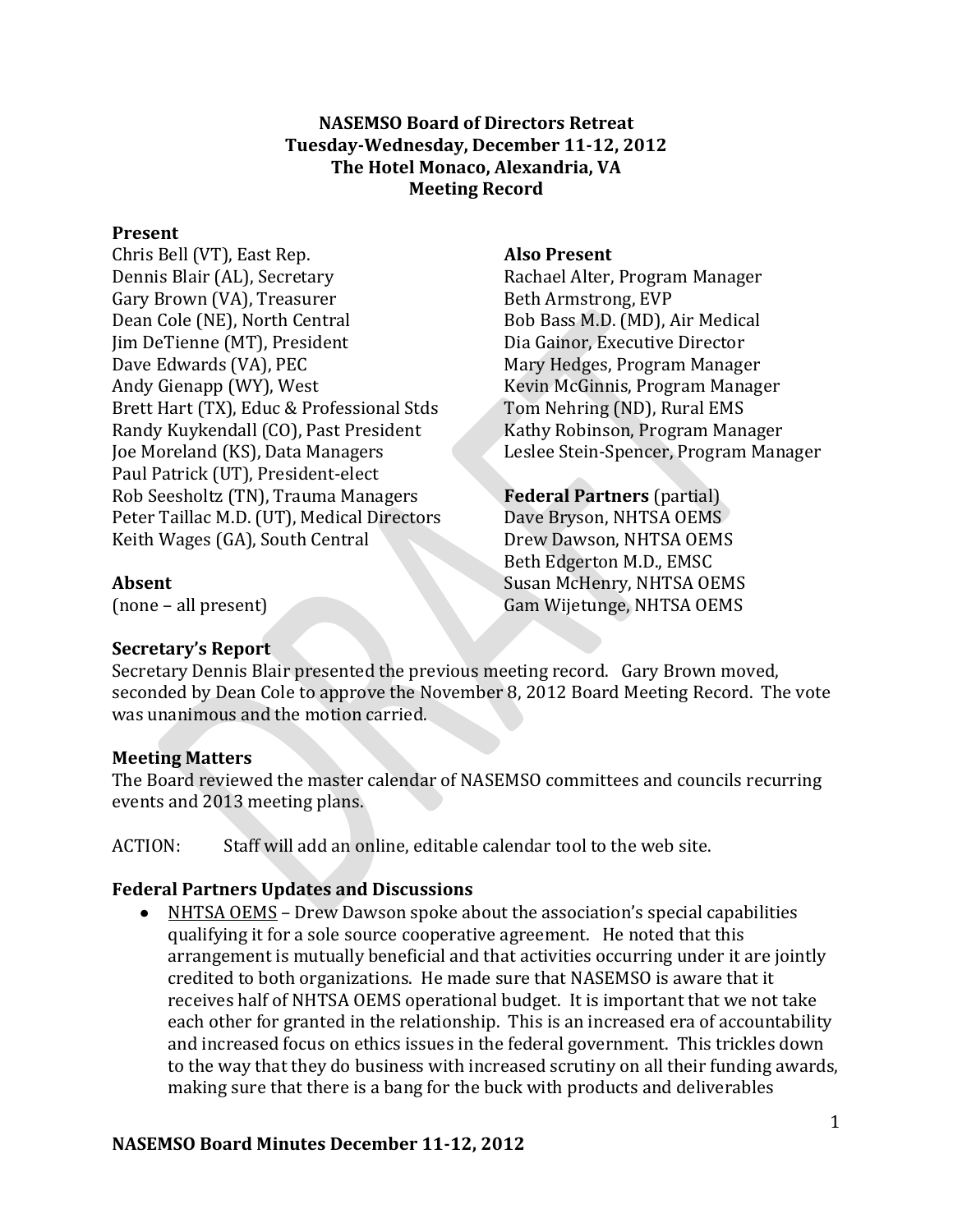# NASEMSO Board of Directors Retreat
## Tuesday-Wednesday, December 11-12, 2012
## The Hotel Monaco, Alexandria, VA
## Meeting Record

**Present**

Chris Bell (VT), East Rep.
Dennis Blair (AL), Secretary
Gary Brown (VA), Treasurer
Dean Cole (NE), North Central
Jim DeTienne (MT), President
Dave Edwards (VA), PEC
Andy Gienapp (WY), West
Brett Hart (TX), Educ & Professional Stds
Randy Kuykendall (CO), Past President
Joe Moreland (KS), Data Managers
Paul Patrick (UT), President-elect
Rob Seesholtz (TN), Trauma Managers
Peter Taillac M.D. (UT), Medical Directors
Keith Wages (GA), South Central

**Absent**

(none – all present)

**Also Present**

Rachael Alter, Program Manager
Beth Armstrong, EVP
Bob Bass M.D. (MD), Air Medical
Dia Gainor, Executive Director
Mary Hedges, Program Manager
Kevin McGinnis, Program Manager
Tom Nehring (ND), Rural EMS
Kathy Robinson, Program Manager
Leslee Stein-Spencer, Program Manager

**Federal Partners** (partial)

Dave Bryson, NHTSA OEMS
Drew Dawson, NHTSA OEMS
Beth Edgerton M.D., EMSC
Susan McHenry, NHTSA OEMS
Gam Wijetunge, NHTSA OEMS

**Secretary's Report**

Secretary Dennis Blair presented the previous meeting record. Gary Brown moved, seconded by Dean Cole to approve the November 8, 2012 Board Meeting Record. The vote was unanimous and the motion carried.

**Meeting Matters**

The Board reviewed the master calendar of NASEMSO committees and councils recurring events and 2013 meeting plans.

ACTION: Staff will add an online, editable calendar tool to the web site.

**Federal Partners Updates and Discussions**

- NHTSA OEMS – Drew Dawson spoke about the association's special capabilities qualifying it for a sole source cooperative agreement. He noted that this arrangement is mutually beneficial and that activities occurring under it are jointly credited to both organizations. He made sure that NASEMSO is aware that it receives half of NHTSA OEMS operational budget. It is important that we not take each other for granted in the relationship. This is an increased era of accountability and increased focus on ethics issues in the federal government. This trickles down to the way that they do business with increased scrutiny on all their funding awards, making sure that there is a bang for the buck with products and deliverables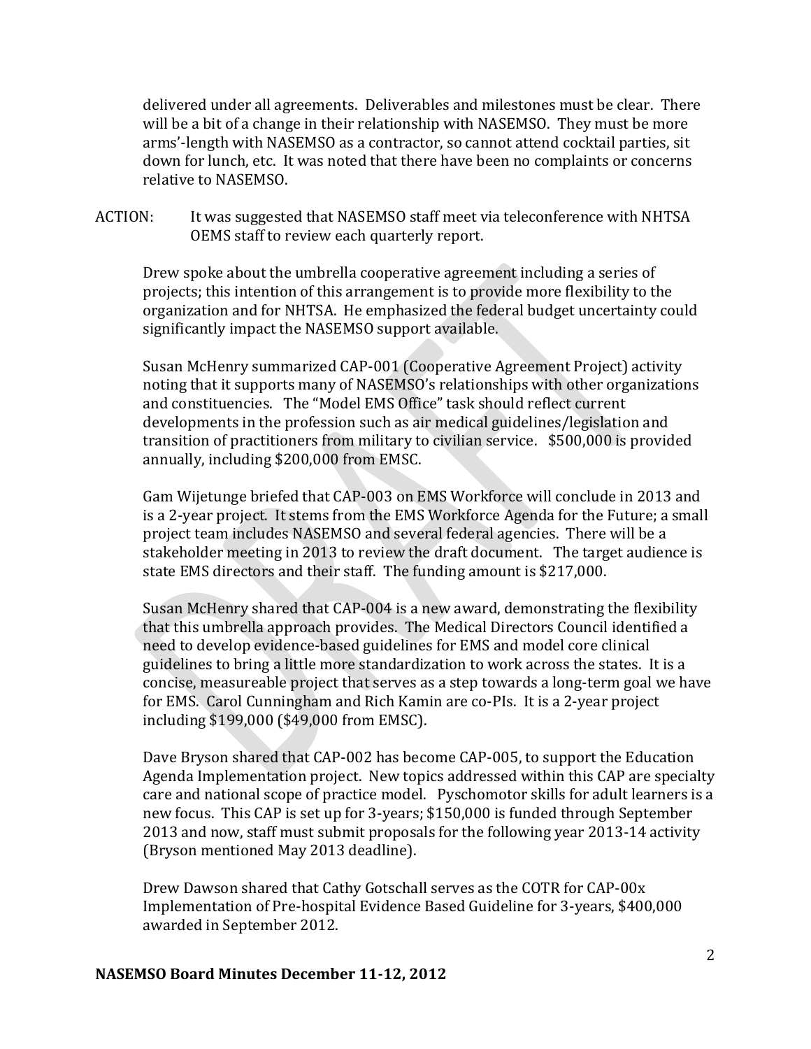delivered under all agreements. Deliverables and milestones must be clear. There will be a bit of a change in their relationship with NASEMSO. They must be more arms'-length with NASEMSO as a contractor, so cannot attend cocktail parties, sit down for lunch, etc. It was noted that there have been no complaints or concerns relative to NASEMSO.

ACTION: It was suggested that NASEMSO staff meet via teleconference with NHTSA OEMS staff to review each quarterly report.

Drew spoke about the umbrella cooperative agreement including a series of projects; this intention of this arrangement is to provide more flexibility to the organization and for NHTSA. He emphasized the federal budget uncertainty could significantly impact the NASEMSO support available.

Susan McHenry summarized CAP-001 (Cooperative Agreement Project) activity noting that it supports many of NASEMSO's relationships with other organizations and constituencies. The "Model EMS Office" task should reflect current developments in the profession such as air medical guidelines/legislation and transition of practitioners from military to civilian service. $500,000 is provided annually, including $200,000 from EMSC.

Gam Wijetunge briefed that CAP-003 on EMS Workforce will conclude in 2013 and is a 2-year project. It stems from the EMS Workforce Agenda for the Future; a small project team includes NASEMSO and several federal agencies. There will be a stakeholder meeting in 2013 to review the draft document. The target audience is state EMS directors and their staff. The funding amount is $217,000.

Susan McHenry shared that CAP-004 is a new award, demonstrating the flexibility that this umbrella approach provides. The Medical Directors Council identified a need to develop evidence-based guidelines for EMS and model core clinical guidelines to bring a little more standardization to work across the states. It is a concise, measureable project that serves as a step towards a long-term goal we have for EMS. Carol Cunningham and Rich Kamin are co-PIs. It is a 2-year project including $199,000 ($49,000 from EMSC).

Dave Bryson shared that CAP-002 has become CAP-005, to support the Education Agenda Implementation project. New topics addressed within this CAP are specialty care and national scope of practice model. Pyschomotor skills for adult learners is a new focus. This CAP is set up for 3-years; $150,000 is funded through September 2013 and now, staff must submit proposals for the following year 2013-14 activity (Bryson mentioned May 2013 deadline).

Drew Dawson shared that Cathy Gotschall serves as the COTR for CAP-00x Implementation of Pre-hospital Evidence Based Guideline for 3-years, $400,000 awarded in September 2012.

**NASEMSO Board Minutes December 11-12, 2012**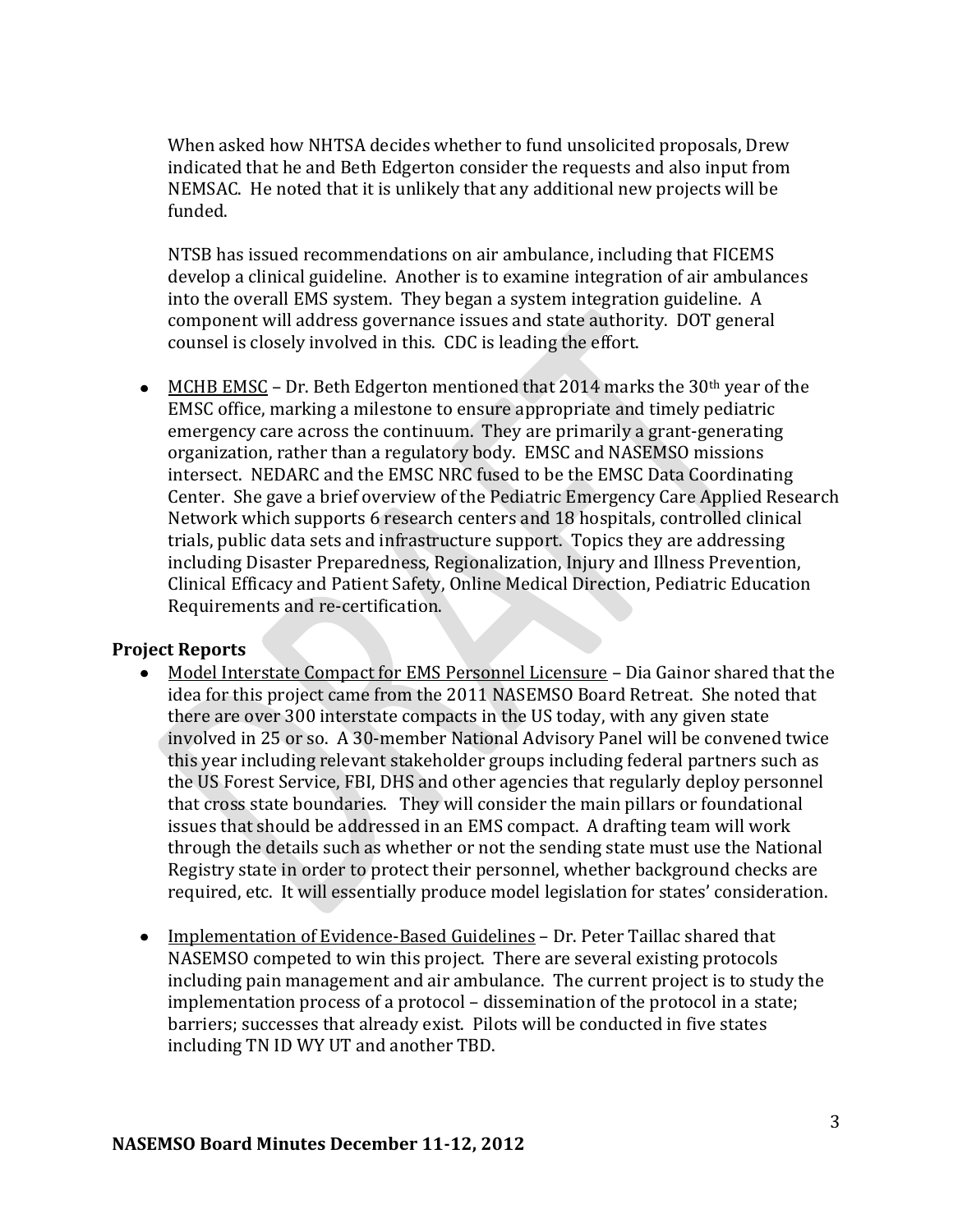When asked how NHTSA decides whether to fund unsolicited proposals, Drew indicated that he and Beth Edgerton consider the requests and also input from NEMSAC. He noted that it is unlikely that any additional new projects will be funded.

NTSB has issued recommendations on air ambulance, including that FICEMS develop a clinical guideline. Another is to examine integration of air ambulances into the overall EMS system. They began a system integration guideline. A component will address governance issues and state authority. DOT general counsel is closely involved in this. CDC is leading the effort.

- MCHB EMSC – Dr. Beth Edgerton mentioned that 2014 marks the 30th year of the EMSC office, marking a milestone to ensure appropriate and timely pediatric emergency care across the continuum. They are primarily a grant-generating organization, rather than a regulatory body. EMSC and NASEMSO missions intersect. NEDARC and the EMSC NRC fused to be the EMSC Data Coordinating Center. She gave a brief overview of the Pediatric Emergency Care Applied Research Network which supports 6 research centers and 18 hospitals, controlled clinical trials, public data sets and infrastructure support. Topics they are addressing including Disaster Preparedness, Regionalization, Injury and Illness Prevention, Clinical Efficacy and Patient Safety, Online Medical Direction, Pediatric Education Requirements and re-certification.

## Project Reports

- Model Interstate Compact for EMS Personnel Licensure – Dia Gainor shared that the idea for this project came from the 2011 NASEMSO Board Retreat. She noted that there are over 300 interstate compacts in the US today, with any given state involved in 25 or so. A 30-member National Advisory Panel will be convened twice this year including relevant stakeholder groups including federal partners such as the US Forest Service, FBI, DHS and other agencies that regularly deploy personnel that cross state boundaries. They will consider the main pillars or foundational issues that should be addressed in an EMS compact. A drafting team will work through the details such as whether or not the sending state must use the National Registry state in order to protect their personnel, whether background checks are required, etc. It will essentially produce model legislation for states' consideration.

- Implementation of Evidence-Based Guidelines – Dr. Peter Taillac shared that NASEMSO competed to win this project. There are several existing protocols including pain management and air ambulance. The current project is to study the implementation process of a protocol – dissemination of the protocol in a state; barriers; successes that already exist. Pilots will be conducted in five states including TN ID WY UT and another TBD.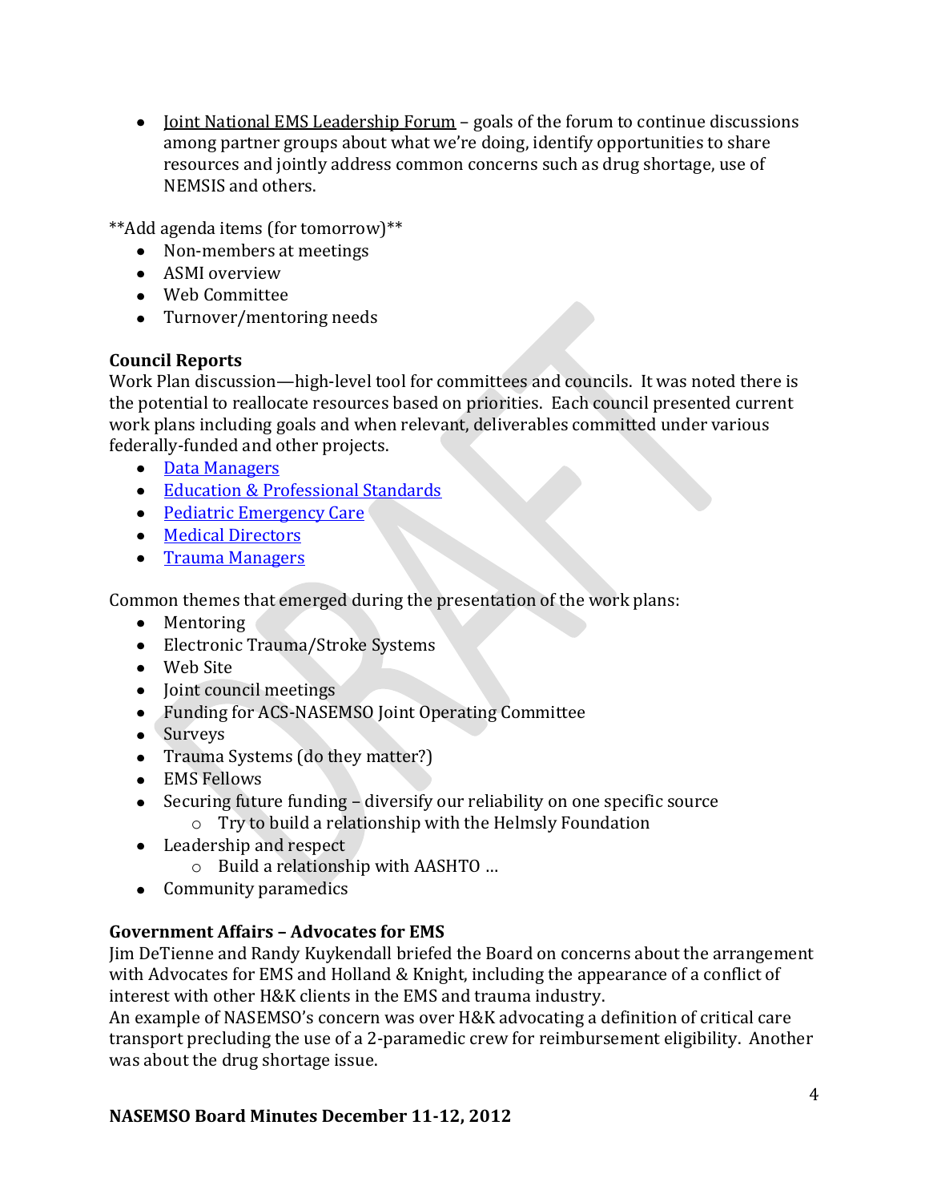- Joint National EMS Leadership Forum – goals of the forum to continue discussions among partner groups about what we're doing, identify opportunities to share resources and jointly address common concerns such as drug shortage, use of NEMSIS and others.

**Add agenda items (for tomorrow)**

- Non-members at meetings
- ASMI overview
- Web Committee
- Turnover/mentoring needs

**Council Reports**

Work Plan discussion—high-level tool for committees and councils. It was noted there is the potential to reallocate resources based on priorities. Each council presented current work plans including goals and when relevant, deliverables committed under various federally-funded and other projects.

- Data Managers
- Education & Professional Standards
- Pediatric Emergency Care
- Medical Directors
- Trauma Managers

Common themes that emerged during the presentation of the work plans:

- Mentoring
- Electronic Trauma/Stroke Systems
- Web Site
- Joint council meetings
- Funding for ACS-NASEMSO Joint Operating Committee
- Surveys
- Trauma Systems (do they matter?)
- EMS Fellows
- Securing future funding – diversify our reliability on one specific source
  - Try to build a relationship with the Helmsly Foundation
- Leadership and respect
  - Build a relationship with AASHTO …
- Community paramedics

**Government Affairs – Advocates for EMS**

Jim DeTienne and Randy Kuykendall briefed the Board on concerns about the arrangement with Advocates for EMS and Holland & Knight, including the appearance of a conflict of interest with other H&K clients in the EMS and trauma industry.

An example of NASEMSO's concern was over H&K advocating a definition of critical care transport precluding the use of a 2-paramedic crew for reimbursement eligibility. Another was about the drug shortage issue.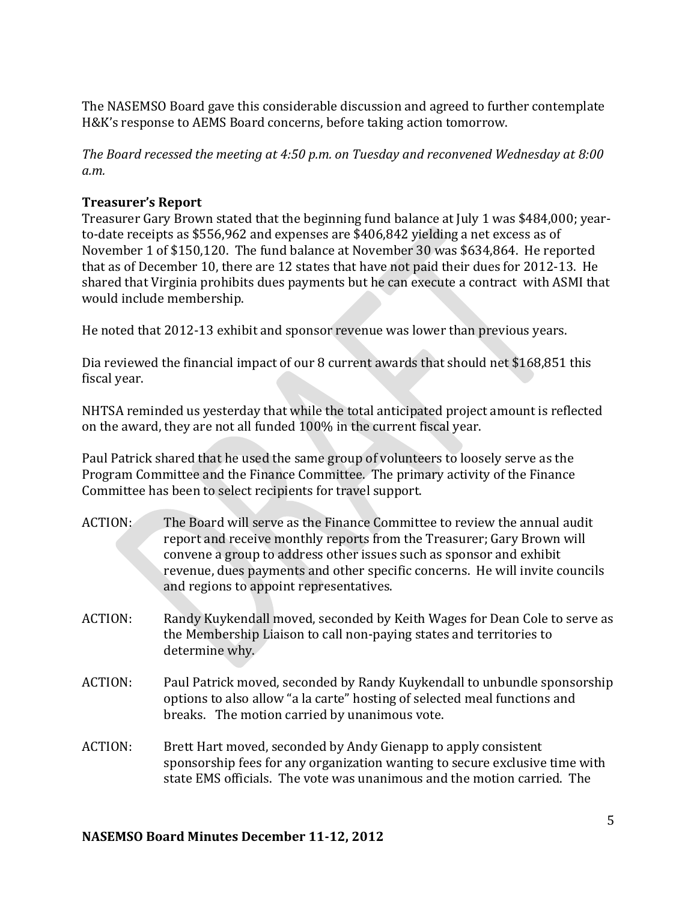The NASEMSO Board gave this considerable discussion and agreed to further contemplate H&K's response to AEMS Board concerns, before taking action tomorrow.

*The Board recessed the meeting at 4:50 p.m. on Tuesday and reconvened Wednesday at 8:00 a.m.*

**Treasurer's Report**

Treasurer Gary Brown stated that the beginning fund balance at July 1 was $484,000; year-to-date receipts as $556,962 and expenses are $406,842 yielding a net excess as of November 1 of $150,120. The fund balance at November 30 was $634,864. He reported that as of December 10, there are 12 states that have not paid their dues for 2012-13. He shared that Virginia prohibits dues payments but he can execute a contract with ASMI that would include membership.

He noted that 2012-13 exhibit and sponsor revenue was lower than previous years.

Dia reviewed the financial impact of our 8 current awards that should net $168,851 this fiscal year.

NHTSA reminded us yesterday that while the total anticipated project amount is reflected on the award, they are not all funded 100% in the current fiscal year.

Paul Patrick shared that he used the same group of volunteers to loosely serve as the Program Committee and the Finance Committee. The primary activity of the Finance Committee has been to select recipients for travel support.

ACTION: The Board will serve as the Finance Committee to review the annual audit report and receive monthly reports from the Treasurer; Gary Brown will convene a group to address other issues such as sponsor and exhibit revenue, dues payments and other specific concerns. He will invite councils and regions to appoint representatives.

ACTION: Randy Kuykendall moved, seconded by Keith Wages for Dean Cole to serve as the Membership Liaison to call non-paying states and territories to determine why.

ACTION: Paul Patrick moved, seconded by Randy Kuykendall to unbundle sponsorship options to also allow "a la carte" hosting of selected meal functions and breaks. The motion carried by unanimous vote.

ACTION: Brett Hart moved, seconded by Andy Gienapp to apply consistent sponsorship fees for any organization wanting to secure exclusive time with state EMS officials. The vote was unanimous and the motion carried. The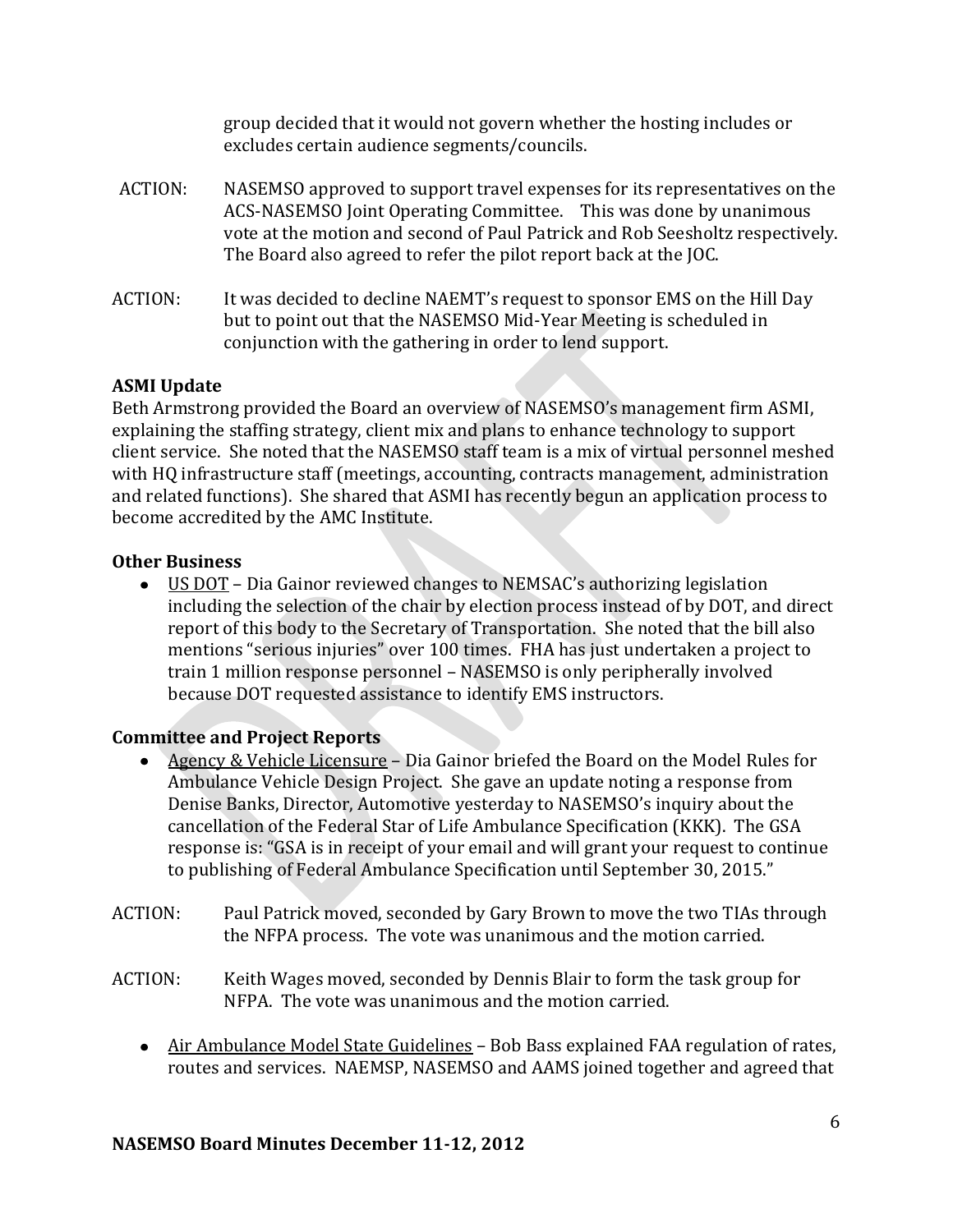group decided that it would not govern whether the hosting includes or excludes certain audience segments/councils.

ACTION: NASEMSO approved to support travel expenses for its representatives on the ACS-NASEMSO Joint Operating Committee. This was done by unanimous vote at the motion and second of Paul Patrick and Rob Seesholtz respectively. The Board also agreed to refer the pilot report back at the JOC.

ACTION: It was decided to decline NAEMT's request to sponsor EMS on the Hill Day but to point out that the NASEMSO Mid-Year Meeting is scheduled in conjunction with the gathering in order to lend support.

**ASMI Update**

Beth Armstrong provided the Board an overview of NASEMSO's management firm ASMI, explaining the staffing strategy, client mix and plans to enhance technology to support client service. She noted that the NASEMSO staff team is a mix of virtual personnel meshed with HQ infrastructure staff (meetings, accounting, contracts management, administration and related functions). She shared that ASMI has recently begun an application process to become accredited by the AMC Institute.

**Other Business**

- US DOT – Dia Gainor reviewed changes to NEMSAC's authorizing legislation including the selection of the chair by election process instead of by DOT, and direct report of this body to the Secretary of Transportation. She noted that the bill also mentions "serious injuries" over 100 times. FHA has just undertaken a project to train 1 million response personnel – NASEMSO is only peripherally involved because DOT requested assistance to identify EMS instructors.

**Committee and Project Reports**

- Agency & Vehicle Licensure – Dia Gainor briefed the Board on the Model Rules for Ambulance Vehicle Design Project. She gave an update noting a response from Denise Banks, Director, Automotive yesterday to NASEMSO's inquiry about the cancellation of the Federal Star of Life Ambulance Specification (KKK). The GSA response is: "GSA is in receipt of your email and will grant your request to continue to publishing of Federal Ambulance Specification until September 30, 2015."

ACTION: Paul Patrick moved, seconded by Gary Brown to move the two TIAs through the NFPA process. The vote was unanimous and the motion carried.

ACTION: Keith Wages moved, seconded by Dennis Blair to form the task group for NFPA. The vote was unanimous and the motion carried.

- Air Ambulance Model State Guidelines – Bob Bass explained FAA regulation of rates, routes and services. NAEMSP, NASEMSO and AAMS joined together and agreed that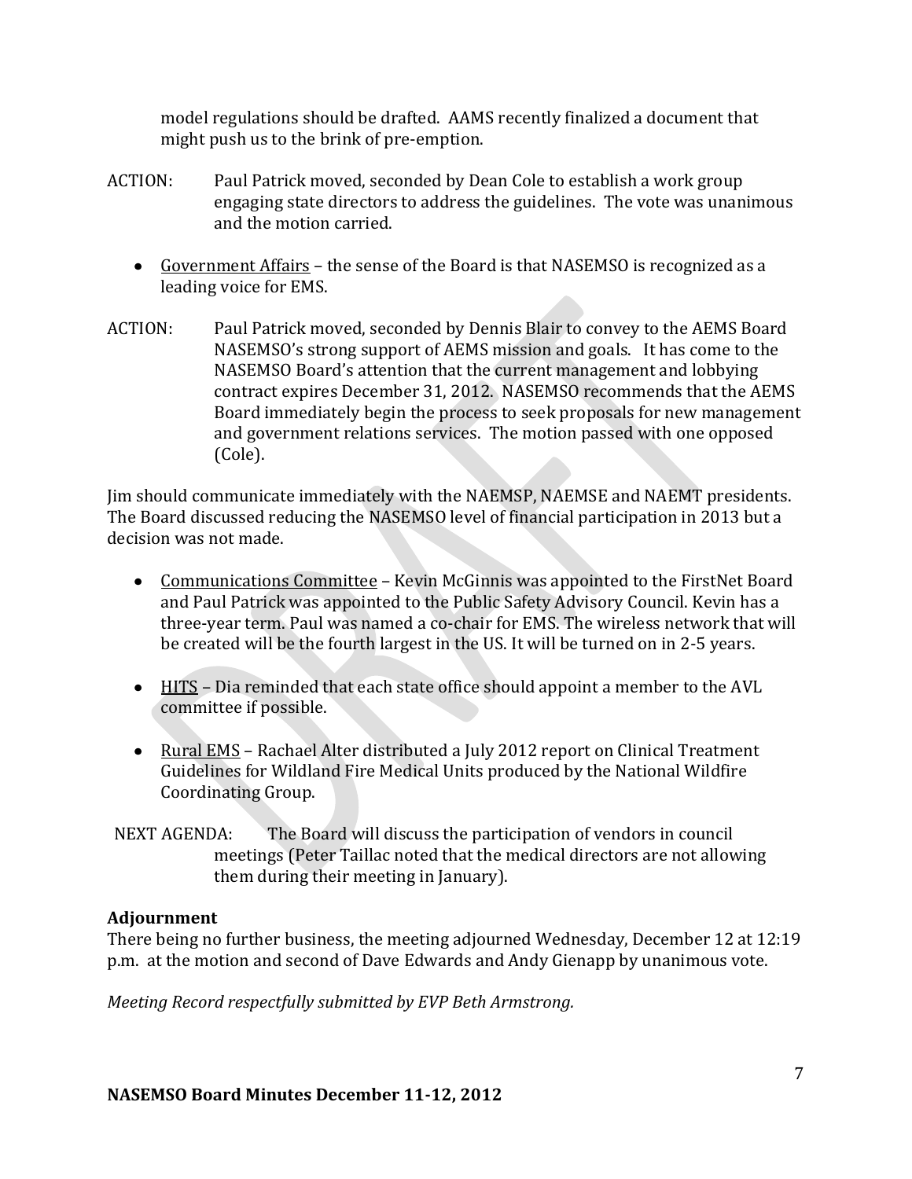model regulations should be drafted. AAMS recently finalized a document that might push us to the brink of pre-emption.

ACTION: Paul Patrick moved, seconded by Dean Cole to establish a work group engaging state directors to address the guidelines. The vote was unanimous and the motion carried.

- Government Affairs – the sense of the Board is that NASEMSO is recognized as a leading voice for EMS.

ACTION: Paul Patrick moved, seconded by Dennis Blair to convey to the AEMS Board NASEMSO's strong support of AEMS mission and goals. It has come to the NASEMSO Board's attention that the current management and lobbying contract expires December 31, 2012. NASEMSO recommends that the AEMS Board immediately begin the process to seek proposals for new management and government relations services. The motion passed with one opposed (Cole).

Jim should communicate immediately with the NAEMSP, NAEMSE and NAEMT presidents. The Board discussed reducing the NASEMSO level of financial participation in 2013 but a decision was not made.

- Communications Committee – Kevin McGinnis was appointed to the FirstNet Board and Paul Patrick was appointed to the Public Safety Advisory Council. Kevin has a three-year term. Paul was named a co-chair for EMS. The wireless network that will be created will be the fourth largest in the US. It will be turned on in 2-5 years.

- HITS – Dia reminded that each state office should appoint a member to the AVL committee if possible.

- Rural EMS – Rachael Alter distributed a July 2012 report on Clinical Treatment Guidelines for Wildland Fire Medical Units produced by the National Wildfire Coordinating Group.

NEXT AGENDA: The Board will discuss the participation of vendors in council meetings (Peter Taillac noted that the medical directors are not allowing them during their meeting in January).

**Adjournment**

There being no further business, the meeting adjourned Wednesday, December 12 at 12:19 p.m. at the motion and second of Dave Edwards and Andy Gienapp by unanimous vote.

*Meeting Record respectfully submitted by EVP Beth Armstrong.*